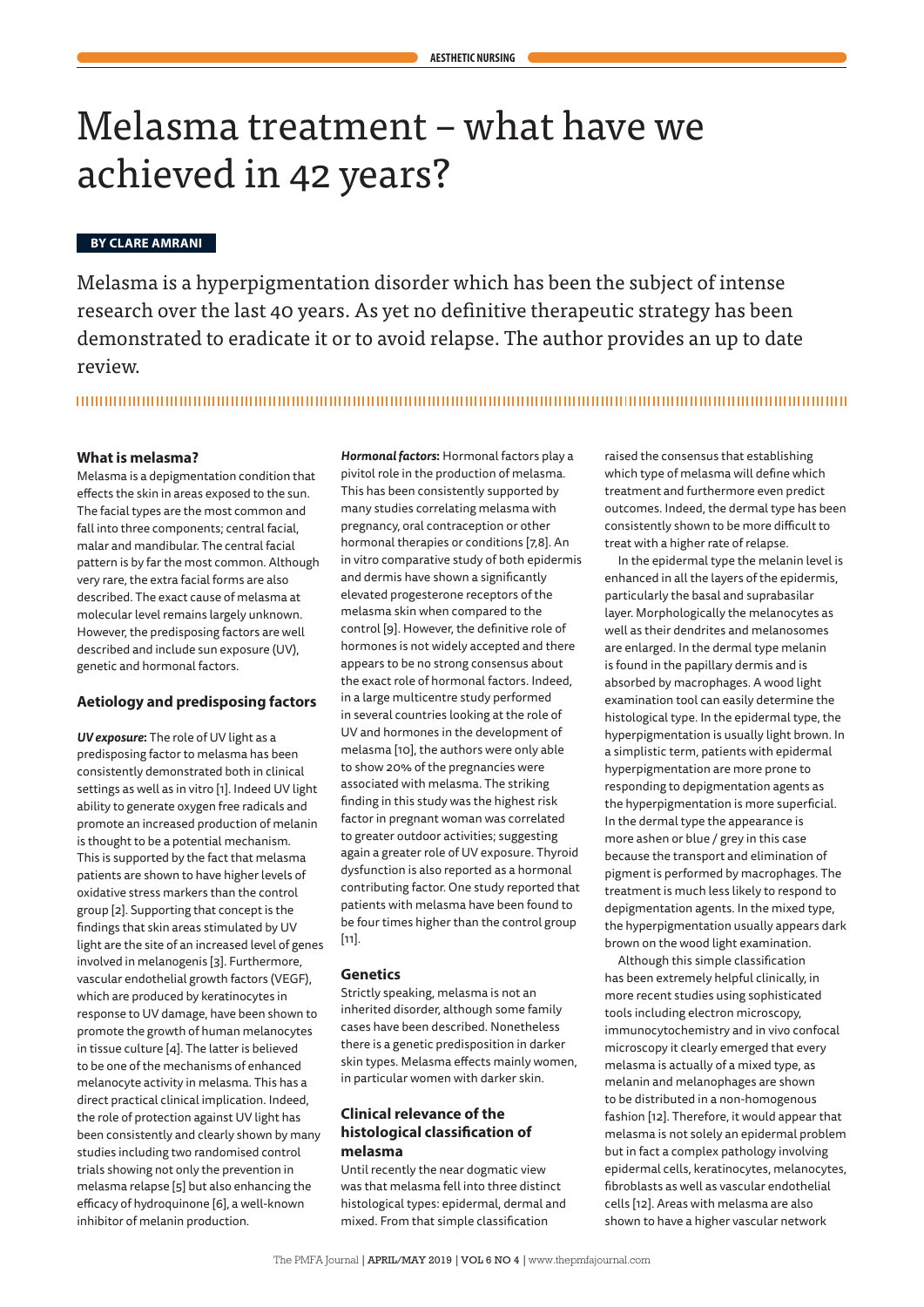# Melasma treatment – what have we achieved in 42 years?

**BY CLARE AMRANI**

Melasma is a hyperpigmentation disorder which has been the subject of intense research over the last 40 years. As yet no definitive therapeutic strategy has been demonstrated to eradicate it or to avoid relapse. The author provides an up to date review.

### What is melasma?

Melasma is a depigmentation condition that effects the skin in areas exposed to the sun. The facial types are the most common and fall into three components; central facial, malar and mandibular. The central facial pattern is by far the most common. Although very rare, the extra facial forms are also described. The exact cause of melasma at molecular level remains largely unknown. However, the predisposing factors are well described and include sun exposure (UV), genetic and hormonal factors.

### Aetiology and predisposing factors

***UV exposure*:** The role of UV light as a predisposing factor to melasma has been consistently demonstrated both in clinical settings as well as in vitro [1]. Indeed UV light ability to generate oxygen free radicals and promote an increased production of melanin is thought to be a potential mechanism. This is supported by the fact that melasma patients are shown to have higher levels of oxidative stress markers than the control group [2]. Supporting that concept is the findings that skin areas stimulated by UV light are the site of an increased level of genes involved in melanogenis [3]. Furthermore, vascular endothelial growth factors (VEGF), which are produced by keratinocytes in response to UV damage, have been shown to promote the growth of human melanocytes in tissue culture [4]. The latter is believed to be one of the mechanisms of enhanced melanocyte activity in melasma. This has a direct practical clinical implication. Indeed, the role of protection against UV light has been consistently and clearly shown by many studies including two randomised control trials showing not only the prevention in melasma relapse [5] but also enhancing the efficacy of hydroquinone [6], a well-known inhibitor of melanin production.

***Hormonal factors*:** Hormonal factors play a pivitol role in the production of melasma. This has been consistently supported by many studies correlating melasma with pregnancy, oral contraception or other hormonal therapies or conditions [7,8]. An in vitro comparative study of both epidermis and dermis have shown a significantly elevated progesterone receptors of the melasma skin when compared to the control [9]. However, the definitive role of hormones is not widely accepted and there appears to be no strong consensus about the exact role of hormonal factors. Indeed, in a large multicentre study performed in several countries looking at the role of UV and hormones in the development of melasma [10], the authors were only able to show 20% of the pregnancies were associated with melasma. The striking finding in this study was the highest risk factor in pregnant woman was correlated to greater outdoor activities; suggesting again a greater role of UV exposure. Thyroid dysfunction is also reported as a hormonal contributing factor. One study reported that patients with melasma have been found to be four times higher than the control group [11].

### Genetics

Strictly speaking, melasma is not an inherited disorder, although some family cases have been described. Nonetheless there is a genetic predisposition in darker skin types. Melasma effects mainly women, in particular women with darker skin.

### Clinical relevance of the histological classification of melasma

Until recently the near dogmatic view was that melasma fell into three distinct histological types: epidermal, dermal and mixed. From that simple classification raised the consensus that establishing which type of melasma will define which treatment and furthermore even predict outcomes. Indeed, the dermal type has been consistently shown to be more difficult to treat with a higher rate of relapse.

In the epidermal type the melanin level is enhanced in all the layers of the epidermis, particularly the basal and suprabasilar layer. Morphologically the melanocytes as well as their dendrites and melanosomes are enlarged. In the dermal type melanin is found in the papillary dermis and is absorbed by macrophages. A wood light examination tool can easily determine the histological type. In the epidermal type, the hyperpigmentation is usually light brown. In a simplistic term, patients with epidermal hyperpigmentation are more prone to responding to depigmentation agents as the hyperpigmentation is more superficial. In the dermal type the appearance is more ashen or blue / grey in this case because the transport and elimination of pigment is performed by macrophages. The treatment is much less likely to respond to depigmentation agents. In the mixed type, the hyperpigmentation usually appears dark brown on the wood light examination.

Although this simple classification has been extremely helpful clinically, in more recent studies using sophisticated tools including electron microscopy, immunocytochemistry and in vivo confocal microscopy it clearly emerged that every melasma is actually of a mixed type, as melanin and melanophages are shown to be distributed in a non-homogenous fashion [12]. Therefore, it would appear that melasma is not solely an epidermal problem but in fact a complex pathology involving epidermal cells, keratinocytes, melanocytes, fibroblasts as well as vascular endothelial cells [12]. Areas with melasma are also shown to have a higher vascular network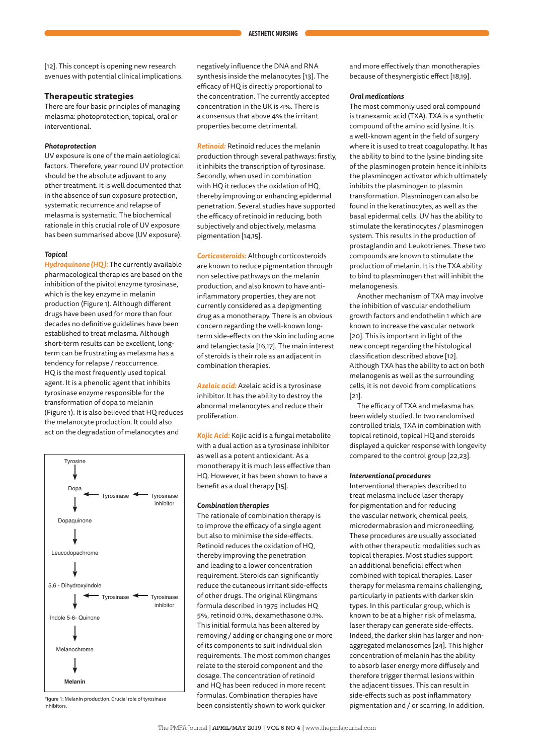[12]. This concept is opening new research avenues with potential clinical implications.

## Therapeutic strategies

There are four basic principles of managing melasma: photoprotection, topical, oral or interventional.

### Photoprotection

UV exposure is one of the main aetiological factors. Therefore, year round UV protection should be the absolute adjuvant to any other treatment. It is well documented that in the absence of sun exposure protection, systematic recurrence and relapse of melasma is systematic. The biochemical rationale in this crucial role of UV exposure has been summarised above (UV exposure).

### Topical

***Hydroquinone (HQ):*** The currently available pharmacological therapies are based on the inhibition of the pivitol enzyme tyrosinase, which is the key enzyme in melanin production (Figure 1). Although different drugs have been used for more than four decades no definitive guidelines have been established to treat melasma. Although short-term results can be excellent, long-term can be frustrating as melasma has a tendency for relapse / reoccurrence.

HQ is the most frequently used topical agent. It is a phenolic agent that inhibits tyrosinase enzyme responsible for the transformation of dopa to melanin (Figure 1). It is also believed that HQ reduces the melanocyte production. It could also act on the degradation of melanocytes and negatively influence the DNA and RNA synthesis inside the melanocytes [13]. The efficacy of HQ is directly proportional to the concentration. The currently accepted concentration in the UK is 4%. There is a consensus that above 4% the irritant properties become detrimental.

```
Tyrosine
   ↓
Dopa
   ↓  ← Tyrosinase ← Tyrosinase inhibitor
Dopaquinone
   ↓
Leucodopachrome
   ↓
5,6 - Dihydroxyindole
   ↓  ← Tyrosinase ← Tyrosinase inhibitor
Indole 5-6- Quinone
   ↓
Melanochrome
   ↓
Melanin
```

Figure 1: Melanin production. Crucial role of tyrosinase inhibitors.

***Retinoid:*** Retinoid reduces the melanin production through several pathways: firstly, it inhibits the transcription of tyrosinase. Secondly, when used in combination with HQ it reduces the oxidation of HQ, thereby improving or enhancing epidermal penetration. Several studies have supported the efficacy of retinoid in reducing, both subjectively and objectively, melasma pigmentation [14,15].

***Corticosteroids:*** Although corticosteroids are known to reduce pigmentation through non selective pathways on the melanin production, and also known to have anti-inflammatory properties, they are not currently considered as a depigmenting drug as a monotherapy. There is an obvious concern regarding the well-known long-term side-effects on the skin including acne and telangiectasia [16,17]. The main interest of steroids is their role as an adjacent in combination therapies.

***Azelaic acid:*** Azelaic acid is a tyrosinase inhibitor. It has the ability to destroy the abnormal melanocytes and reduce their proliferation.

***Kojic Acid:*** Kojic acid is a fungal metabolite with a dual action as a tyrosinase inhibitor as well as a potent antioxidant. As a monotherapy it is much less effective than HQ. However, it has been shown to have a benefit as a dual therapy [15].

### Combination therapies

The rationale of combination therapy is to improve the efficacy of a single agent but also to minimise the side-effects. Retinoid reduces the oxidation of HQ, thereby improving the penetration and leading to a lower concentration requirement. Steroids can significantly reduce the cutaneous irritant side-effects of other drugs. The original Klingmans formula described in 1975 includes HQ 5%, retinoid 0.1%, dexamethasone 0.1%. This initial formula has been altered by removing / adding or changing one or more of its components to suit individual skin requirements. The most common changes relate to the steroid component and the dosage. The concentration of retinoid and HQ has been reduced in more recent formulas. Combination therapies have been consistently shown to work quicker and more effectively than monotherapies because of thesynergistic effect [18,19].

### Oral medications

The most commonly used oral compound is tranexamic acid (TXA). TXA is a synthetic compound of the amino acid lysine. It is a well-known agent in the field of surgery where it is used to treat coagulopathy. It has the ability to bind to the lysine binding site of the plasminogen protein hence it inhibits the plasminogen activator which ultimately inhibits the plasminogen to plasmin transformation. Plasminogen can also be found in the keratinocytes, as well as the basal epidermal cells. UV has the ability to stimulate the keratinocytes / plasminogen system. This results in the production of prostaglandin and Leukotrienes. These two compounds are known to stimulate the production of melanin. It is the TXA ability to bind to plasminogen that will inhibit the melanogenesis.

Another mechanism of TXA may involve the inhibition of vascular endothelium growth factors and endothelin 1 which are known to increase the vascular network [20]. This is important in light of the new concept regarding the histological classification described above [12]. Although TXA has the ability to act on both melanogenis as well as the surrounding cells, it is not devoid from complications [21].

The efficacy of TXA and melasma has been widely studied. In two randomised controlled trials, TXA in combination with topical retinoid, topical HQ and steroids displayed a quicker response with longevity compared to the control group [22,23].

### Interventional procedures

Interventional therapies described to treat melasma include laser therapy for pigmentation and for reducing the vascular network, chemical peels, microdermabrasion and microneedling. These procedures are usually associated with other therapeutic modalities such as topical therapies. Most studies support an additional beneficial effect when combined with topical therapies. Laser therapy for melasma remains challenging, particularly in patients with darker skin types. In this particular group, which is known to be at a higher risk of melasma, laser therapy can generate side-effects. Indeed, the darker skin has larger and non-aggregated melanosomes [24]. This higher concentration of melanin has the ability to absorb laser energy more diffusely and therefore trigger thermal lesions within the adjacent tissues. This can result in side-effects such as post inflammatory pigmentation and / or scarring. In addition,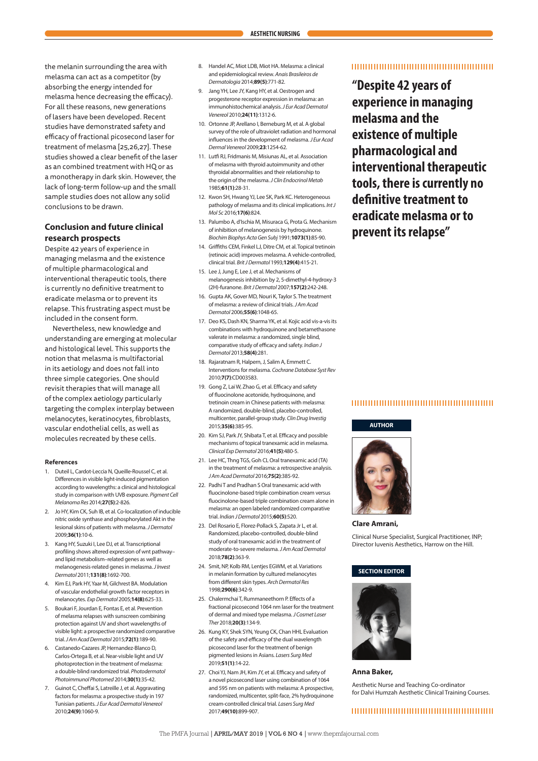the melanin surrounding the area with melasma can act as a competitor (by absorbing the energy intended for melasma hence decreasing the efficacy). For all these reasons, new generations of lasers have been developed. Recent studies have demonstrated safety and efficacy of fractional picosecond laser for treatment of melasma [25,26,27]. These studies showed a clear benefit of the laser as an combined treatment with HQ or as a monotherapy in dark skin. However, the lack of long-term follow-up and the small sample studies does not allow any solid conclusions to be drawn.

## Conclusion and future clinical research prospects

Despite 42 years of experience in managing melasma and the existence of multiple pharmacological and interventional therapeutic tools, there is currently no definitive treatment to eradicate melasma or to prevent its relapse. This frustrating aspect must be included in the consent form.

Nevertheless, new knowledge and understanding are emerging at molecular and histological level. This supports the notion that melasma is multifactorial in its aetiology and does not fall into three simple categories. One should revisit therapies that will manage all of the complex aetiology particularly targeting the complex interplay between melanocytes, keratinocytes, fibroblasts, vascular endothelial cells, as well as molecules recreated by these cells.

**"Despite 42 years of experience in managing melasma and the existence of multiple pharmacological and interventional therapeutic tools, there is currently no definitive treatment to eradicate melasma or to prevent its relapse"**

### References

1. Duteil L, Cardot-Leccia N, Queille-Roussel C, et al. Differences in visible light-induced pigmentation according to wavelengths: a clinical and histological study in comparison with UVB exposure. *Pigment Cell Melanoma Res* 2014;**27(5)**:2-826.
2. Jo HY, Kim CK, Suh IB, et al. Co-localization of inducible nitric oxide synthase and phosphorylated Akt in the lesional skins of patients with melasma. *J Dermatol* 2009;**36(1)**:10-6.
3. Kang HY, Suzuki I, Lee DJ, et al. Transcriptional profiling shows altered expression of wnt pathway– and lipid metabolism–related genes as well as melanogenesis-related genes in melasma. *J Invest Dermatol* 2011;**131(8)**:1692-700.
4. Kim EJ, Park HY, Yaar M, Gilchrest BA. Modulation of vascular endothelial growth factor receptors in melanocytes. *Exp Dermatol* 2005;**14(8)**:625-33.
5. Boukari F, Jourdan E, Fontas E, et al. Prevention of melasma relapses with sunscreen combining protection against UV and short wavelengths of visible light: a prospective randomized comparative trial. *J Am Acad Dermatol* 2015;**72(1)**:189-90.
6. Castanedo-Cazares JP, Hernandez-Blanco D, Carlos-Ortega B, et al. Near-visible light and UV photoprotection in the treatment of melasma: a double-blind randomized trial. *Photodermatol Photoimmunol Photomed* 2014;**30(1)**:35-42.
7. Guinot C, Cheffai S, Latreille J, et al. Aggravating factors for melasma: a prospective study in 197 Tunisian patients. *J Eur Acad Dermatol Venereol* 2010;**24(9)**:1060-9.
8. Handel AC, Miot LDB, Miot HA. Melasma: a clinical and epidemiological review. *Anais Brasileiros de Dermatologia* 2014;**89(5)**:771-82.
9. Jang YH, Lee JY, Kang HY, et al. Oestrogen and progesterone receptor expression in melasma: an immunohistochemical analysis. *J Eur Acad Dermatol Venereol* 2010;**24(11)**:1312-6.
10. Ortonne JP, Arellano I, Berneburg M, et al. A global survey of the role of ultraviolet radiation and hormonal influences in the development of melasma. *J Eur Acad Dermal Venereol* 2009;**23**:1254-62.
11. Lutfi RJ, Fridmanis M, Misiunas AL, et al. Association of melasma with thyroid autoimmunity and other thyroidal abnormalities and their relationship to the origin of the melasma. *J Clin Endocrinol Metab* 1985;**61(1)**:28-31.
12. Kwon SH, Hwang YJ, Lee SK, Park KC. Heterogeneous pathology of melasma and its clinical implications. *Int J Mol Sc* 2016;**17(6)**:824.
13. Palumbo A, d'Ischia M, Misuraca G, Prota G. Mechanism of inhibition of melanogenesis by hydroquinone. *Biochim Biophys Acta Gen Subj* 1991;**1073(1)**:85-90.
14. Griffiths CEM, Finkel LJ, Ditre CM, et al. Topical tretinoin (retinoic acid) improves melasma. A vehicle-controlled, clinical trial. *Brit J Dermatol* 1993;**129(4)**:415-21.
15. Lee J, Jung E, Lee J, et al. Mechanisms of melanogenesis inhibition by 2, 5-dimethyl-4-hydroxy-3 (2H)-furanone. *Brit J Dermatol* 2007;**157(2)**:242-248.
16. Gupta AK, Gover MD, Nouri K, Taylor S. The treatment of melasma: a review of clinical trials. *J Am Acad Dermatol* 2006;**55(6)**:1048-65.
17. Deo KS, Dash KN, Sharma YK, et al. Kojic acid vis-a-vis its combinations with hydroquinone and betamethasone valerate in melasma: a randomized, single blind, comparative study of efficacy and safety. *Indian J Dermatol* 2013;**58(4)**:281.
18. Rajaratnam R, Halpern, J, Salim A, Emmett C. Interventions for melasma. *Cochrane Database Syst Rev* 2010;**7(7)**:CD003583.
19. Gong Z, Lai W, Zhao G, et al. Efficacy and safety of fluocinolone acetonide, hydroquinone, and tretinoin cream in Chinese patients with melasma: A randomized, double-blind, placebo-controlled, multicenter, parallel-group study. *Clin Drug Investig* 2015;**35(6)**:385-95.
20. Kim SJ, Park JY, Shibata T, et al. Efficacy and possible mechanisms of topical tranexamic acid in melasma. *Clinical Exp Dermatol* 2016;**41(5)**:480-5.
21. Lee HC, Thng TGS, Goh CL Oral tranexamic acid (TA) in the treatment of melasma: a retrospective analysis. *J Am Acad Dermatol* 2016;**75(2)**:385-92.
22. Padhi T and Pradhan S Oral tranexamic acid with fluocinolone-based triple combination cream versus fluocinolone-based triple combination cream alone in melasma: an open labeled randomized comparative trial. *Indian J Dermatol* 2015;**60(5)**:520.
23. Del Rosario E, Florez-Pollack S, Zapata Jr L, et al. Randomized, placebo-controlled, double-blind study of oral tranexamic acid in the treatment of moderate-to-severe melasma. *J Am Acad Dermatol* 2018;**78(2)**:363-9.
24. Smit, NP, Kolb RM, Lentjes EGWM, et al. Variations in melanin formation by cultured melanocytes from different skin types. *Arch Dermatol Res* 1998;**290(6)**:342-9.
25. Chalermchai T, Rummaneethorn P. Effects of a fractional picosecond 1064 nm laser for the treatment of dermal and mixed type melasma. *J Cosmet Laser Ther* 2018;**20(3)**:134-9.
26. Kung KY, Shek SYN, Yeung CK, Chan HHL Evaluation of the safety and efficacy of the dual wavelength picosecond laser for the treatment of benign pigmented lesions in Asians. *Lasers Surg Med* 2019;**51(1)**:14-22.
27. Choi YJ, Nam JH, Kim JY, et al. Efficacy and safety of a novel picosecond laser using combination of 1064 and 595 nm on patients with melasma: A prospective, randomized, multicenter, split-face, 2% hydroquinone cream-controlled clinical trial. *Lasers Surg Med* 2017;**49(10)**:899-907.

**AUTHOR**

**Clare Amrani,**

Clinical Nurse Specialist, Surgical Practitioner, INP; Director Iuvenis Aesthetics, Harrow on the Hill.

**SECTION EDITOR**

**Anna Baker,**

Aesthetic Nurse and Teaching Co-ordinator for Dalvi Humzah Aesthetic Clinical Training Courses.